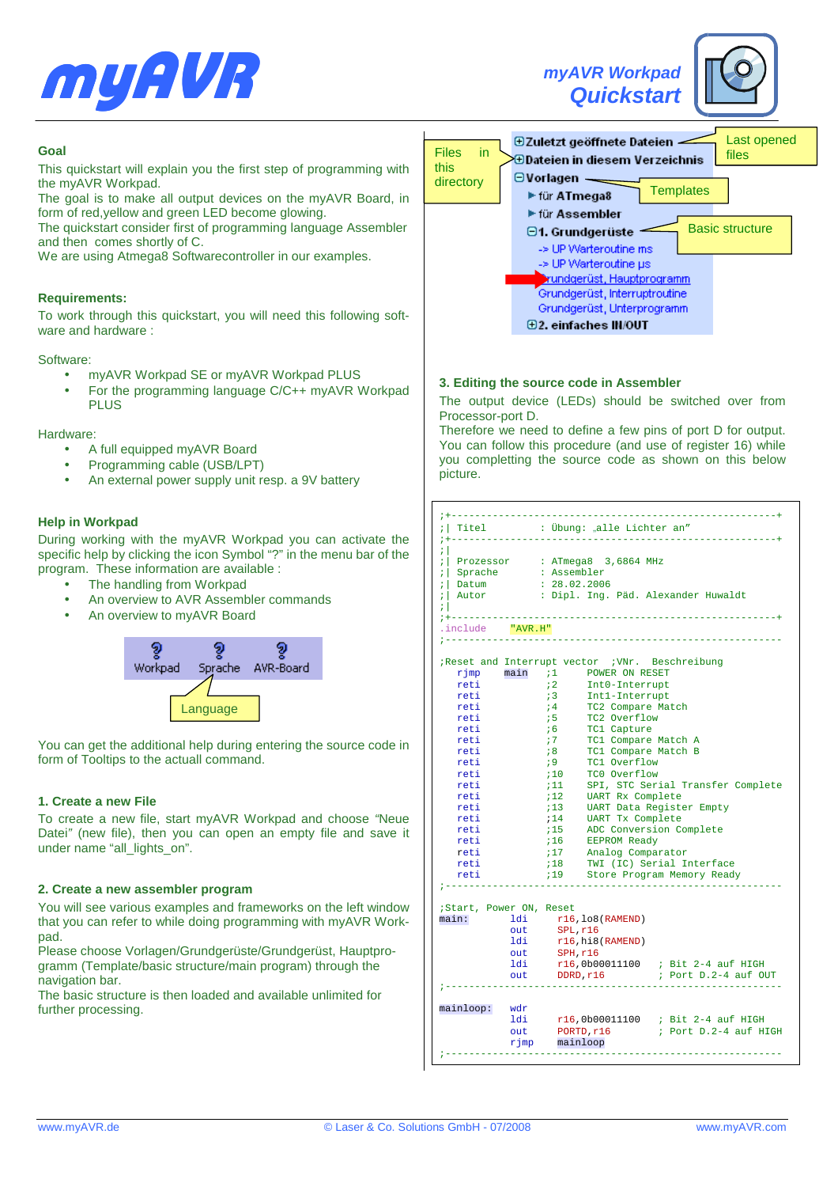# myAVR

## myAVR Workpad Quickstart

### Goal

This quickstart will explain you the first step of programming with the myAVR Workpad.
The goal is to make all output devices on the myAVR Board, in form of red,yellow and green LED become glowing.
The quickstart consider first of programming language Assembler and then comes shortly of C.
We are using Atmega8 Softwarecontroller in our examples.

### Requirements:

To work through this quickstart, you will need this following software and hardware :

Software:

- myAVR Workpad SE or myAVR Workpad PLUS
- For the programming language C/C++ myAVR Workpad PLUS

Hardware:

- A full equipped myAVR Board
- Programming cable (USB/LPT)
- An external power supply unit resp. a 9V battery

### Help in Workpad

During working with the myAVR Workpad you can activate the specific help by clicking the icon Symbol "?" in the menu bar of the program. These information are available :

- The handling from Workpad
- An overview to AVR Assembler commands
- An overview to myAVR Board

Workpad   Sprache   AVR-Board

Language

You can get the additional help during entering the source code in form of Tooltips to the actuall command.

### 1. Create a new File

To create a new file, start myAVR Workpad and choose "Neue Datei" (new file), then you can open an empty file and save it under name "all_lights_on".

### 2. Create a new assembler program

You will see various examples and frameworks on the left window that you can refer to while doing programming with myAVR Workpad.
Please choose Vorlagen/Grundgerüste/Grundgerüst, Hauptprogramm (Template/basic structure/main program) through the navigation bar.
The basic structure is then loaded and available unlimited for further processing.

- ⊕Zuletzt geöffnete Dateien — Last opened files
- ⊕Dateien in diesem Verzeichnis — Files in this directory
- ⊖Vorlagen — Templates
  - für ATmega8
  - für Assembler
  - ⊖1. Grundgerüste — Basic structure
    - -> UP Warteroutine ms
    - -> UP Warteroutine µs
    - Grundgerüst, Hauptprogramm
    - Grundgerüst, Interruptroutine
    - Grundgerüst, Unterprogramm
  - ⊕2. einfaches IN/OUT

### 3. Editing the source code in Assembler

The output device (LEDs) should be switched over from Processor-port D.
Therefore we need to define a few pins of port D for output. You can follow this procedure (and use of register 16) while you completting the source code as shown on this below picture.

```
;+----------------------------------------------------------------------+
;| Titel         : Übung: „alle Lichter an"
;+----------------------------------------------------------------------+
;|
;| Prozessor     : ATmega8  3,6864 MHz
;| Sprache       : Assembler
;| Datum         : 28.02.2006
;| Autor         : Dipl. Ing. Päd. Alexander Huwaldt
;|
;+----------------------------------------------------------------------+
.include     "AVR.H"
;------------------------------------------------------------------------

;Reset and Interrupt vector   ;VNr.  Beschreibung
    rjmp    main        ;1      POWER ON RESET
    reti                ;2      Int0-Interrupt
    reti                ;3      Int1-Interrupt
    reti                ;4      TC2 Compare Match
    reti                ;5      TC2 Overflow
    reti                ;6      TC1 Capture
    reti                ;7      TC1 Compare Match A
    reti                ;8      TC1 Compare Match B
    reti                ;9      TC1 Overflow
    reti                ;10     TC0 Overflow
    reti                ;11     SPI, STC Serial Transfer Complete
    reti                ;12     UART Rx Complete
    reti                ;13     UART Data Register Empty
    reti                ;14     UART Tx Complete
    reti                ;15     ADC Conversion Complete
    reti                ;16     EEPROM Ready
    reti                ;17     Analog Comparator
    reti                ;18     TWI (IC) Serial Interface
    reti                ;19     Store Program Memory Ready
;------------------------------------------------------------------------

;Start, Power ON, Reset
main:       ldi     r16,lo8(RAMEND)
            out     SPL,r16
            ldi     r16,hi8(RAMEND)
            out     SPH,r16
            ldi     r16,0b00011100    ; Bit 2-4 auf HIGH
            out     DDRD,r16          ; Port D.2-4 auf OUT
;------------------------------------------------------------------------

mainloop:   wdr
            ldi     r16,0b00011100    ; Bit 2-4 auf HIGH
            out     PORTD,r16         ; Port D.2-4 auf HIGH
            rjmp    mainloop
;------------------------------------------------------------------------
```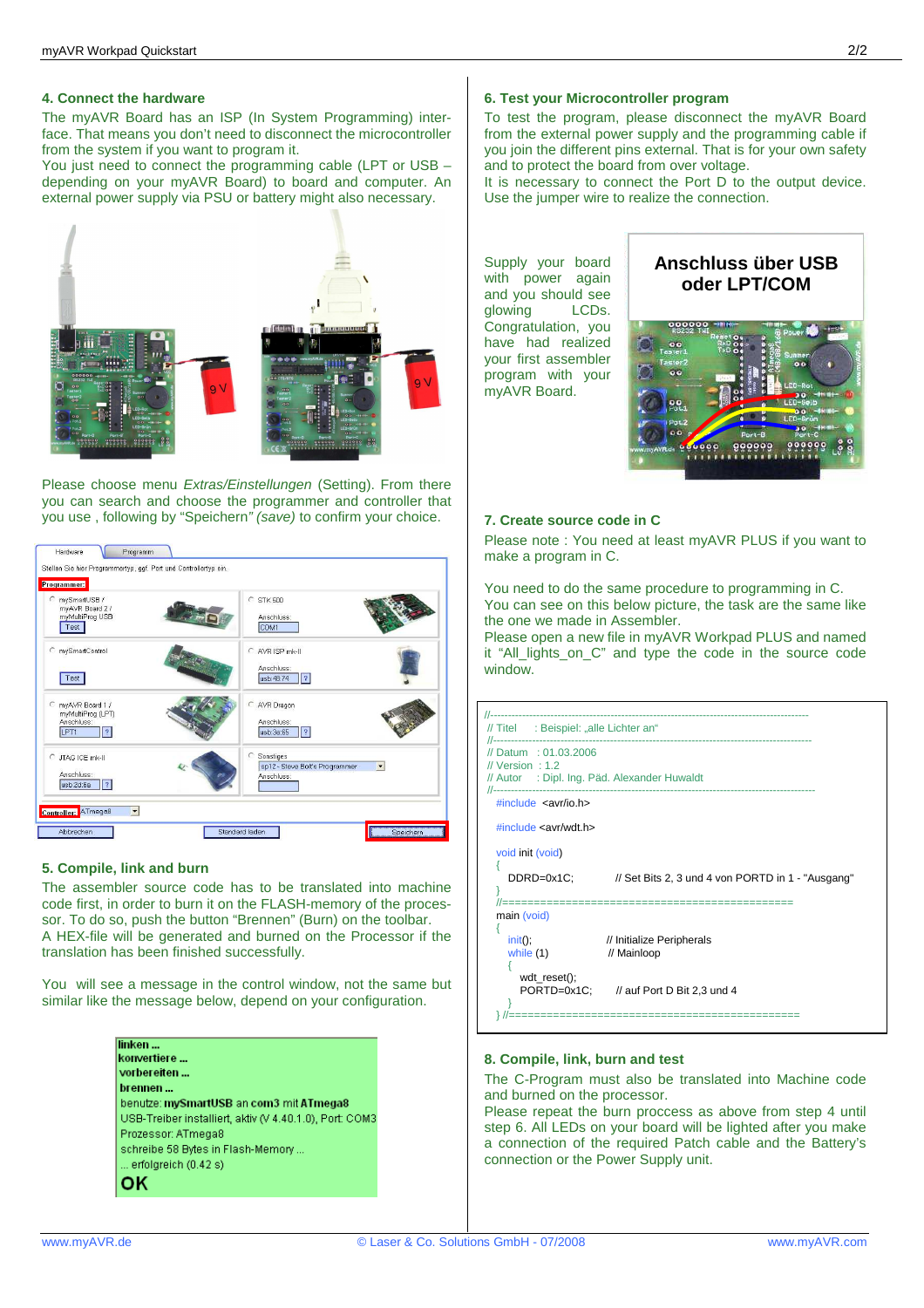## 4. Connect the hardware

The myAVR Board has an ISP (In System Programming) interface. That means you don't need to disconnect the microcontroller from the system if you want to program it.
You just need to connect the programming cable (LPT or USB – depending on your myAVR Board) to board and computer. An external power supply via PSU or battery might also necessary.

Please choose menu *Extras/Einstellungen* (Setting). From there you can search and choose the programmer and controller that you use , following by "Speichern" *(save)* to confirm your choice.

## 5. Compile, link and burn

The assembler source code has to be translated into machine code first, in order to burn it on the FLASH-memory of the processor. To do so, push the button "Brennen" (Burn) on the toolbar.
A HEX-file will be generated and burned on the Processor if the translation has been finished successfully.

You will see a message in the control window, not the same but similar like the message below, depend on your configuration.

```
linken ...
konvertiere ...
vorbereiten ...
brennen ...
benutze: mySmartUSB an com3 mit ATmega8
USB-Treiber installiert, aktiv (V 4.40.1.0), Port: COM3
Prozessor: ATmega8
schreibe 58 Bytes in Flash-Memory ...
... erfolgreich (0.42 s)
OK
```

## 6. Test your Microcontroller program

To test the program, please disconnect the myAVR Board from the external power supply and the programming cable if you join the different pins external. That is for your own safety and to protect the board from over voltage.
It is necessary to connect the Port D to the output device. Use the jumper wire to realize the connection.

Supply your board with power again and you should see glowing LCDs. Congratulation, you have had realized your first assembler program with your myAVR Board.

**Anschluss über USB oder LPT/COM**

## 7. Create source code in C

Please note : You need at least myAVR PLUS if you want to make a program in C.

You need to do the same procedure to programming in C. You can see on this below picture, the task are the same like the one we made in Assembler.
Please open a new file in myAVR Workpad PLUS and named it "All_lights_on_C" and type the code in the source code window.

```
//----------------------------------------------------------------------
// Titel     : Beispiel: „alle Lichter an"
//----------------------------------------------------------------------
// Datum   : 01.03.2006
// Version  : 1.2
// Autor    : Dipl. Ing. Päd. Alexander Huwaldt
//----------------------------------------------------------------------
#include <avr/io.h>

#include <avr/wdt.h>

void init (void)
{
    DDRD=0x1C;          // Set Bits 2, 3 und 4 von PORTD in 1 - "Ausgang"
}
//=============================================
main (void)
{
    init();                    // Initialize Peripherals
    while (1)                  // Mainloop
    {
        wdt_reset();
        PORTD=0x1C;        // auf Port D Bit 2,3 und 4
    }
} //=============================================
```

## 8. Compile, link, burn and test

The C-Program must also be translated into Machine code and burned on the processor.
Please repeat the burn proccess as above from step 4 until step 6. All LEDs on your board will be lighted after you make a connection of the required Patch cable and the Battery's connection or the Power Supply unit.

www.myAVR.de © Laser & Co. Solutions GmbH - 07/2008 www.myAVR.com